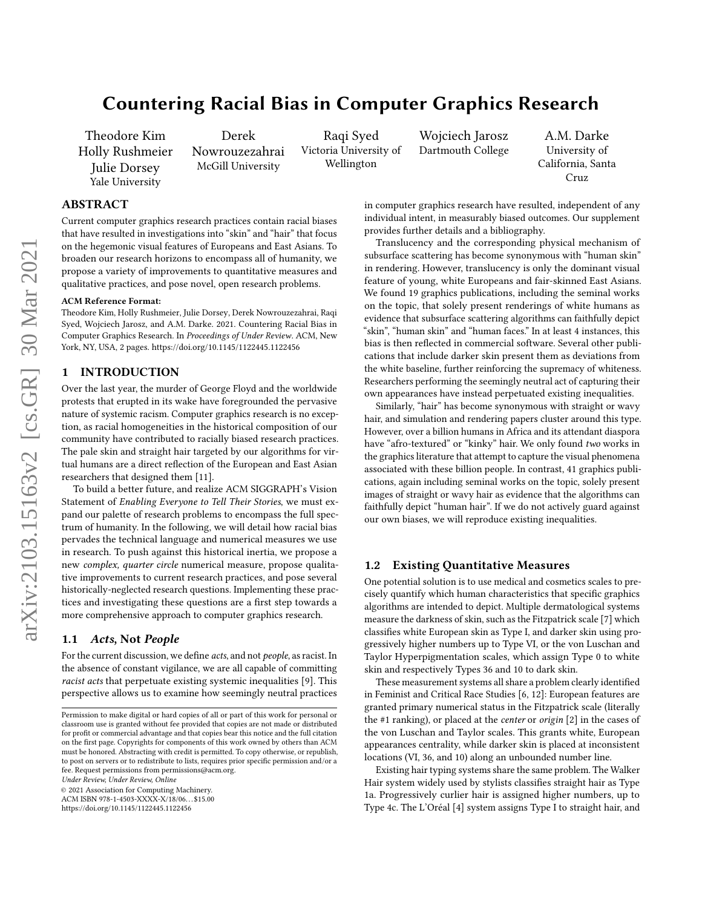# Countering Racial Bias in Computer Graphics Research

Theodore Kim, Holly Rushmeier, Julie Dorsey — Yale University

Derek Nowrouzezahrai — McGill University

Raqi Syed — Victoria University of Wellington

Wojciech Jarosz — Dartmouth College

A.M. Darke — University of California, Santa Cruz

## ABSTRACT

Current computer graphics research practices contain racial biases that have resulted in investigations into "skin" and "hair" that focus on the hegemonic visual features of Europeans and East Asians. To broaden our research horizons to encompass all of humanity, we propose a variety of improvements to quantitative measures and qualitative practices, and pose novel, open research problems.

**ACM Reference Format:**
Theodore Kim, Holly Rushmeier, Julie Dorsey, Derek Nowrouzezahrai, Raqi Syed, Wojciech Jarosz, and A.M. Darke. 2021. Countering Racial Bias in Computer Graphics Research. In *Proceedings of Under Review.* ACM, New York, NY, USA, 2 pages. https://doi.org/10.1145/1122445.1122456

## 1 INTRODUCTION

Over the last year, the murder of George Floyd and the worldwide protests that erupted in its wake have foregrounded the pervasive nature of systemic racism. Computer graphics research is no exception, as racial homogeneities in the historical composition of our community have contributed to racially biased research practices. The pale skin and straight hair targeted by our algorithms for virtual humans are a direct reflection of the European and East Asian researchers that designed them [11].

To build a better future, and realize ACM SIGGRAPH's Vision Statement of *Enabling Everyone to Tell Their Stories*, we must expand our palette of research problems to encompass the full spectrum of humanity. In the following, we will detail how racial bias pervades the technical language and numerical measures we use in research. To push against this historical inertia, we propose a new *complex, quarter circle* numerical measure, propose qualitative improvements to current research practices, and pose several historically-neglected research questions. Implementing these practices and investigating these questions are a first step towards a more comprehensive approach to computer graphics research.

### 1.1 *Acts*, Not *People*

For the current discussion, we define *acts*, and not *people*, as racist. In the absence of constant vigilance, we are all capable of committing *racist acts* that perpetuate existing systemic inequalities [9]. This perspective allows us to examine how seemingly neutral practices in computer graphics research have resulted, independent of any individual intent, in measurably biased outcomes. Our supplement provides further details and a bibliography.

Translucency and the corresponding physical mechanism of subsurface scattering has become synonymous with "human skin" in rendering. However, translucency is only the dominant visual feature of young, white Europeans and fair-skinned East Asians. We found 19 graphics publications, including the seminal works on the topic, that solely present renderings of white humans as evidence that subsurface scattering algorithms can faithfully depict "skin", "human skin" and "human faces." In at least 4 instances, this bias is then reflected in commercial software. Several other publications that include darker skin present them as deviations from the white baseline, further reinforcing the supremacy of whiteness. Researchers performing the seemingly neutral act of capturing their own appearances have instead perpetuated existing inequalities.

Similarly, "hair" has become synonymous with straight or wavy hair, and simulation and rendering papers cluster around this type. However, over a billion humans in Africa and its attendant diaspora have "afro-textured" or "kinky" hair. We only found *two* works in the graphics literature that attempt to capture the visual phenomena associated with these billion people. In contrast, 41 graphics publications, again including seminal works on the topic, solely present images of straight or wavy hair as evidence that the algorithms can faithfully depict "human hair". If we do not actively guard against our own biases, we will reproduce existing inequalities.

### 1.2 Existing Quantitative Measures

One potential solution is to use medical and cosmetics scales to precisely quantify which human characteristics that specific graphics algorithms are intended to depict. Multiple dermatological systems measure the darkness of skin, such as the Fitzpatrick scale [7] which classifies white European skin as Type I, and darker skin using progressively higher numbers up to Type VI, or the von Luschan and Taylor Hyperpigmentation scales, which assign Type 0 to white skin and respectively Types 36 and 10 to dark skin.

These measurement systems all share a problem clearly identified in Feminist and Critical Race Studies [6, 12]: European features are granted primary numerical status in the Fitzpatrick scale (literally the #1 ranking), or placed at the *center* or *origin* [2] in the cases of the von Luschan and Taylor scales. This grants white, European appearances centrality, while darker skin is placed at inconsistent locations (VI, 36, and 10) along an unbounded number line.

Existing hair typing systems share the same problem. The Walker Hair system widely used by stylists classifies straight hair as Type 1a. Progressively curlier hair is assigned higher numbers, up to Type 4c. The L'Oréal [4] system assigns Type I to straight hair, and

Permission to make digital or hard copies of all or part of this work for personal or classroom use is granted without fee provided that copies are not made or distributed for profit or commercial advantage and that copies bear this notice and the full citation on the first page. Copyrights for components of this work owned by others than ACM must be honored. Abstracting with credit is permitted. To copy otherwise, or republish, to post on servers or to redistribute to lists, requires prior specific permission and/or a fee. Request permissions from permissions@acm.org.
*Under Review, Under Review, Online*
© 2021 Association for Computing Machinery.
ACM ISBN 978-1-4503-XXXX-X/18/06...$15.00
https://doi.org/10.1145/1122445.1122456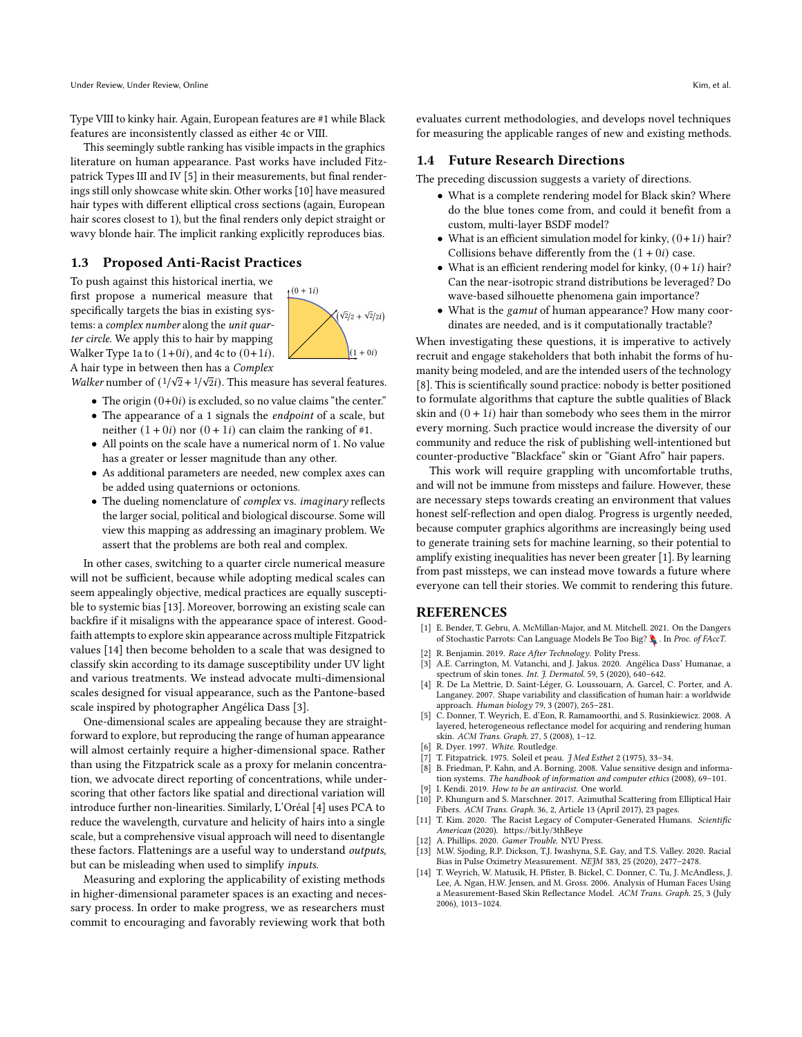Type VIII to kinky hair. Again, European features are #1 while Black features are inconsistently classed as either 4c or VIII.

This seemingly subtle ranking has visible impacts in the graphics literature on human appearance. Past works have included Fitzpatrick Types III and IV [5] in their measurements, but final renderings still only showcase white skin. Other works [10] have measured hair types with different elliptical cross sections (again, European hair scores closest to 1), but the final renders only depict straight or wavy blonde hair. The implicit ranking explicitly reproduces bias.

### 1.3 Proposed Anti-Racist Practices

To push against this historical inertia, we first propose a numerical measure that specifically targets the bias in existing systems: a *complex number* along the *unit quarter circle*. We apply this to hair by mapping Walker Type 1a to $(1+0i)$, and 4c to $(0+1i)$. A hair type in between then has a *Complex Walker* number of $(1/\sqrt{2} + 1/\sqrt{2}i)$. This measure has several features.

$(0+1i)$

$(\sqrt{2}/2 + \sqrt{2}/2i)$

$(1+0i)$

- The origin $(0+0i)$ is excluded, so no value claims "the center."
- The appearance of a 1 signals the *endpoint* of a scale, but neither $(1+0i)$ nor $(0+1i)$ can claim the ranking of #1.
- All points on the scale have a numerical norm of 1. No value has a greater or lesser magnitude than any other.
- As additional parameters are needed, new complex axes can be added using quaternions or octonions.
- The dueling nomenclature of *complex* vs. *imaginary* reflects the larger social, political and biological discourse. Some will view this mapping as addressing an imaginary problem. We assert that the problems are both real and complex.

In other cases, switching to a quarter circle numerical measure will not be sufficient, because while adopting medical scales can seem appealingly objective, medical practices are equally susceptible to systemic bias [13]. Moreover, borrowing an existing scale can backfire if it misaligns with the appearance space of interest. Good-faith attempts to explore skin appearance across multiple Fitzpatrick values [14] then become beholden to a scale that was designed to classify skin according to its damage susceptibility under UV light and various treatments. We instead advocate multi-dimensional scales designed for visual appearance, such as the Pantone-based scale inspired by photographer Angélica Dass [3].

One-dimensional scales are appealing because they are straightforward to explore, but reproducing the range of human appearance will almost certainly require a higher-dimensional space. Rather than using the Fitzpatrick scale as a proxy for melanin concentration, we advocate direct reporting of concentrations, while underscoring that other factors like spatial and directional variation will introduce further non-linearities. Similarly, L'Oréal [4] uses PCA to reduce the wavelength, curvature and helicity of hairs into a single scale, but a comprehensive visual approach will need to disentangle these factors. Flattenings are a useful way to understand *outputs*, but can be misleading when used to simplify *inputs*.

Measuring and exploring the applicability of existing methods in higher-dimensional parameter spaces is an exacting and necessary process. In order to make progress, we as researchers must commit to encouraging and favorably reviewing work that both evaluates current methodologies, and develops novel techniques for measuring the applicable ranges of new and existing methods.

### 1.4 Future Research Directions

The preceding discussion suggests a variety of directions.

- What is a complete rendering model for Black skin? Where do the blue tones come from, and could it benefit from a custom, multi-layer BSDF model?
- What is an efficient simulation model for kinky, $(0+1i)$ hair? Collisions behave differently from the $(1+0i)$ case.
- What is an efficient rendering model for kinky, $(0+1i)$ hair? Can the near-isotropic strand distributions be leveraged? Do wave-based silhouette phenomena gain importance?
- What is the *gamut* of human appearance? How many coordinates are needed, and is it computationally tractable?

When investigating these questions, it is imperative to actively recruit and engage stakeholders that both inhabit the forms of humanity being modeled, and are the intended users of the technology [8]. This is scientifically sound practice: nobody is better positioned to formulate algorithms that capture the subtle qualities of Black skin and $(0+1i)$ hair than somebody who sees them in the mirror every morning. Such practice would increase the diversity of our community and reduce the risk of publishing well-intentioned but counter-productive "Blackface" skin or "Giant Afro" hair papers.

This work will require grappling with uncomfortable truths, and will not be immune from missteps and failure. However, these are necessary steps towards creating an environment that values honest self-reflection and open dialog. Progress is urgently needed, because computer graphics algorithms are increasingly being used to generate training sets for machine learning, so their potential to amplify existing inequalities has never been greater [1]. By learning from past missteps, we can instead move towards a future where everyone can tell their stories. We commit to rendering this future.

## REFERENCES

[1] E. Bender, T. Gebru, A. McMillan-Major, and M. Mitchell. 2021. On the Dangers of Stochastic Parrots: Can Language Models Be Too Big? 🦜. In *Proc. of FAccT.*

[2] R. Benjamin. 2019. *Race After Technology.* Polity Press.

[3] A.E. Carrington, M. Vatanchi, and J. Jakus. 2020. Angélica Dass' Humanae, a spectrum of skin tones. *Int. J. Dermatol.* 59, 5 (2020), 640–642.

[4] R. De La Mettrie, D. Saint-Léger, G. Loussouarn, A. Garcel, C. Porter, and A. Langaney. 2007. Shape variability and classification of human hair: a worldwide approach. *Human biology* 79, 3 (2007), 265–281.

[5] C. Donner, T. Weyrich, E. d'Eon, R. Ramamoorthi, and S. Rusinkiewicz. 2008. A layered, heterogeneous reflectance model for acquiring and rendering human skin. *ACM Trans. Graph.* 27, 5 (2008), 1–12.

[6] R. Dyer. 1997. *White.* Routledge.

[7] T. Fitzpatrick. 1975. Soleil et peau. *J Med Esthet* 2 (1975), 33–34.

[8] B. Friedman, P. Kahn, and A. Borning. 2008. Value sensitive design and information systems. *The handbook of information and computer ethics* (2008), 69–101.

[9] I. Kendi. 2019. *How to be an antiracist.* One world.

[10] P. Khungurn and S. Marschner. 2017. Azimuthal Scattering from Elliptical Hair Fibers. *ACM Trans. Graph.* 36, 2, Article 13 (April 2017), 23 pages.

[11] T. Kim. 2020. The Racist Legacy of Computer-Generated Humans. *Scientific American* (2020). https://bit.ly/3thBeye

[12] A. Phillips. 2020. *Gamer Trouble.* NYU Press.

[13] M.W. Sjoding, R.P. Dickson, T.J. Iwashyna, S.E. Gay, and T.S. Valley. 2020. Racial Bias in Pulse Oximetry Measurement. *NEJM* 383, 25 (2020), 2477–2478.

[14] T. Weyrich, W. Matusik, H. Pfister, B. Bickel, C. Donner, C. Tu, J. McAndless, J. Lee, A. Ngan, H.W. Jensen, and M. Gross. 2006. Analysis of Human Faces Using a Measurement-Based Skin Reflectance Model. *ACM Trans. Graph.* 25, 3 (July 2006), 1013–1024.